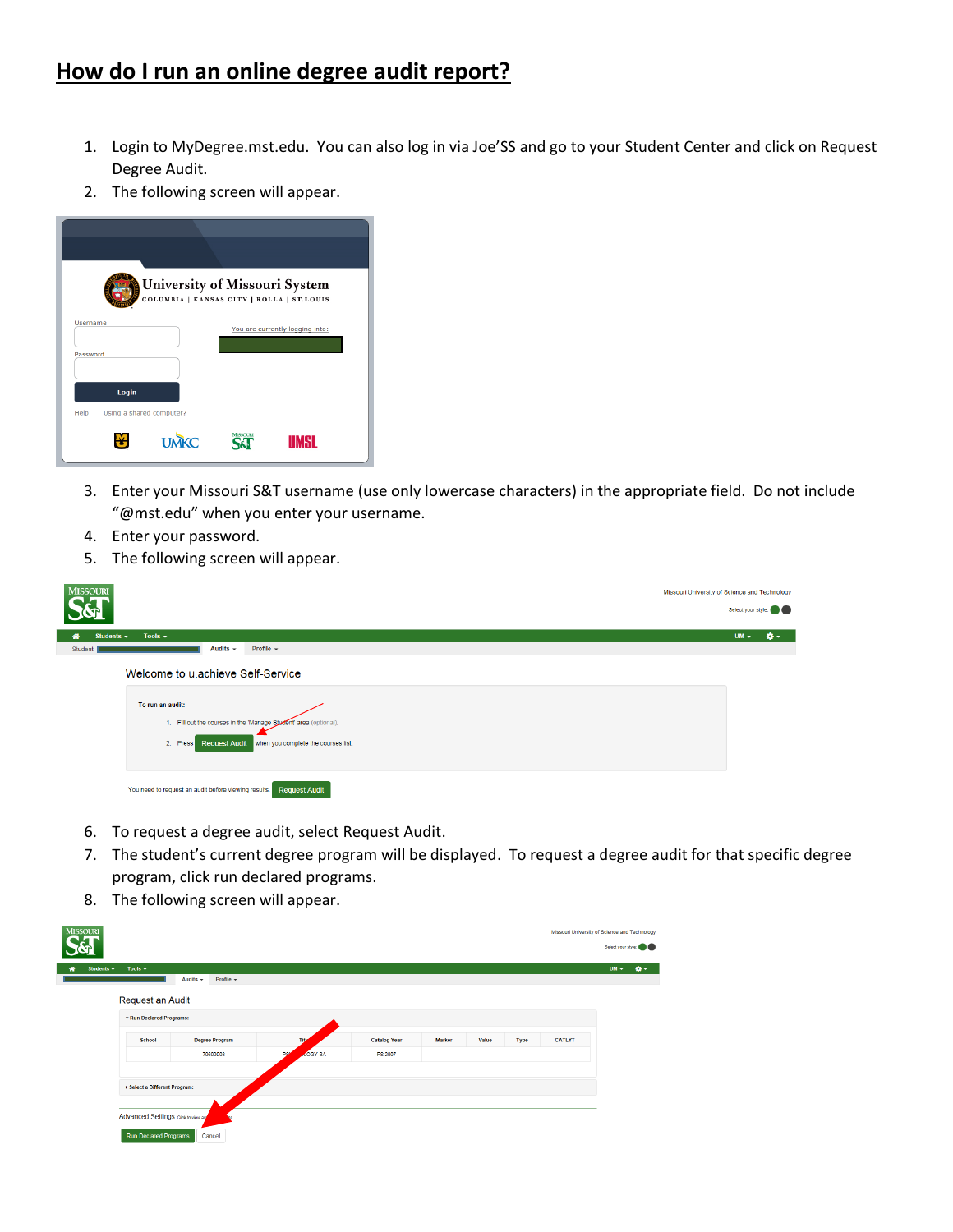# How do I run an online degree audit report?

1. Login to MyDegree.mst.edu. You can also log in via Joe'SS and go to your Student Center and click on Request Degree Audit.
2. The following screen will appear.
3. Enter your Missouri S&T username (use only lowercase characters) in the appropriate field. Do not include "@mst.edu" when you enter your username.
4. Enter your password.
5. The following screen will appear.
6. To request a degree audit, select Request Audit.
7. The student's current degree program will be displayed. To request a degree audit for that specific degree program, click run declared programs.
8. The following screen will appear.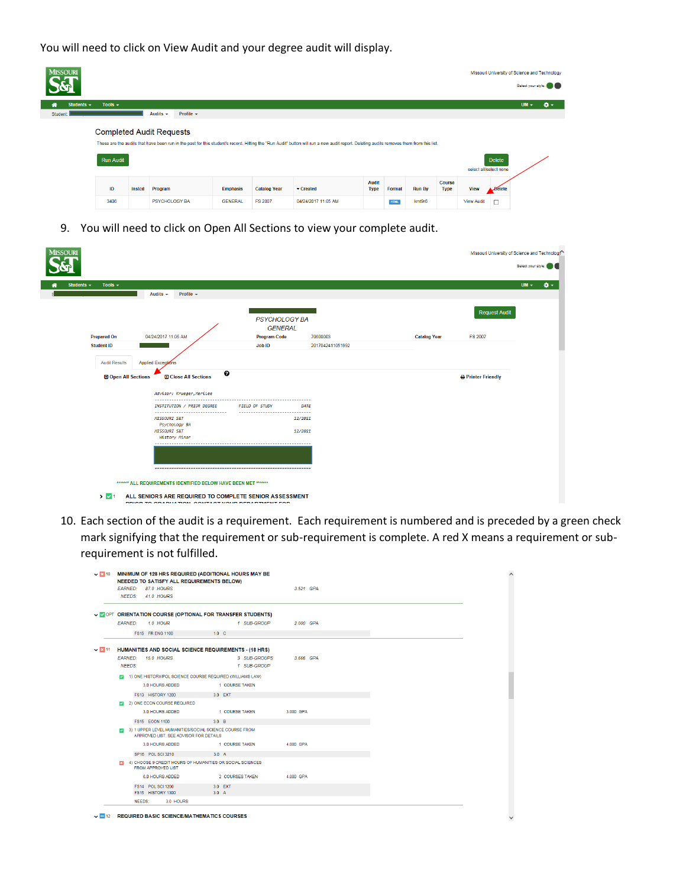You will need to click on View Audit and your degree audit will display.

Missouri University of Science and Technology

Completed Audit Requests

These are the audits that have been run in the past for this student's record. Hitting the "Run Audit" button will run a new audit report. Deleting audits removes them from this list.

| ID | Instcd | Program | Emphasis | Catalog Year | Created | Audit Type | Format | Run By | Course Type | View | Delete |
|---|---|---|---|---|---|---|---|---|---|---|---|
| 3406 | | PSYCHOLOGY BA | GENERAL | FS 2007 | 04/24/2017 11:05 AM | | HTML | kmt9r6 | | View Audit | |

9. You will need to click on Open All Sections to view your complete audit.

PSYCHOLOGY BA
GENERAL

| | | | | | |
|---|---|---|---|---|---|
| Prepared On | 04/24/2017 11:05 AM | Program Code | 70600003 | Catalog Year | FS 2007 |
| Student ID | | Job ID | 2017042411051992 | | |

Audit Results | Applied Exceptions

Open All Sections | Close All Sections | Printer Friendly

Advisor: Krueger,Merilee

| INSTITUTION / PRIOR DEGREE | FIELD OF STUDY | DATE |
|---|---|---|
| MISSOURI S&T | | 12/2011 |
| Psychology BA | | |
| MISSOURI S&T | | 12/2011 |
| History Minor | | |

******* ALL REQUIREMENTS IDENTIFIED BELOW HAVE BEEN MET *******

1 ALL SENIORS ARE REQUIRED TO COMPLETE SENIOR ASSESSMENT

10. Each section of the audit is a requirement. Each requirement is numbered and is preceded by a green check mark signifying that the requirement or sub-requirement is complete. A red X means a requirement or sub-requirement is not fulfilled.

10 MINIMUM OF 128 HRS REQUIRED (ADDITIONAL HOURS MAY BE NEEDED TO SATISFY ALL REQUIREMENTS BELOW)
EARNED: 87.0 HOURS 3.521 GPA
NEEDS: 41.0 HOURS

OPT ORIENTATION COURSE (OPTIONAL FOR TRANSFER STUDENTS)
EARNED: 1.0 HOUR 1 SUB-GROUP 2.000 GPA
FS15 FR ENG 1100 1.0 C

11 HUMANITIES AND SOCIAL SCIENCE REQUIREMENTS - (18 HRS)
EARNED: 15.0 HOURS 3 SUB-GROUPS 3.666 GPA
NEEDS: 1 SUB-GROUP

1) ONE HISTORY/POL SCIENCE COURSE REQUIRED (WILLIAMS LAW)
3.0 HOURS ADDED 1 COURSE TAKEN
FS13 HISTORY 1200 3.0 EXT

2) ONE ECON COURSE REQUIRED
3.0 HOURS ADDED 1 COURSE TAKEN 3.000 GPA
FS15 ECON 1100 3.0 B

3) 1 UPPER LEVEL HUMANITIES/SOCIAL SCIENCE COURSE FROM APPROVED LIST. SEE ADVISOR FOR DETAILS
3.0 HOURS ADDED 1 COURSE TAKEN 4.000 GPA
SP16 POL SCI 3210 3.0 A

4) CHOOSE 9 CREDIT HOURS OF HUMANITIES OR SOCIAL SCIENCES FROM APPROVED LIST
6.0 HOURS ADDED 2 COURSES TAKEN 4.000 GPA
FS14 POL SCI 1200 3.0 EXT
FS15 HISTORY 1300 3.0 A
NEEDS: 3.0 HOURS

12 REQUIRED BASIC SCIENCE/MATHEMATICS COURSES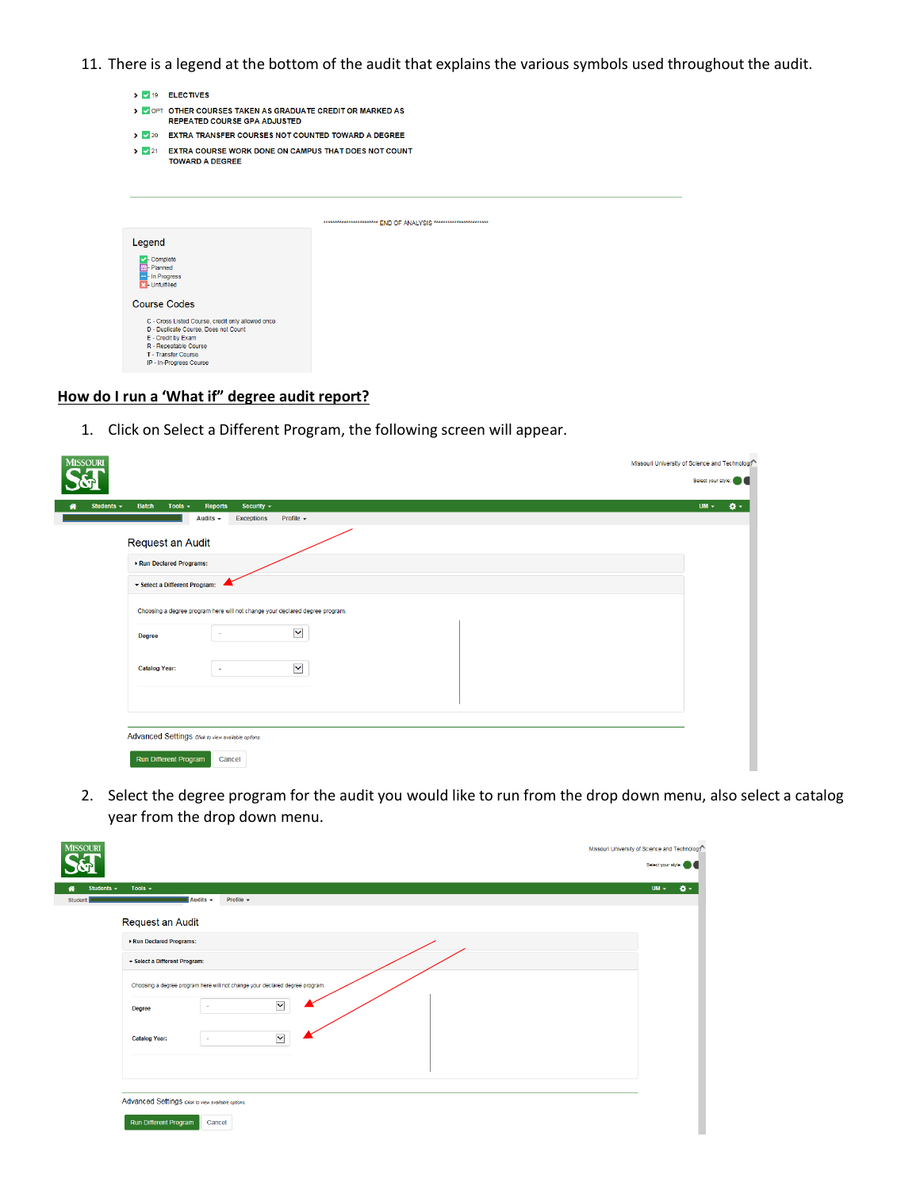11. There is a legend at the bottom of the audit that explains the various symbols used throughout the audit.

19 ELECTIVES

OPT OTHER COURSES TAKEN AS GRADUATE CREDIT OR MARKED AS REPEATED COURSE GPA ADJUSTED

20 EXTRA TRANSFER COURSES NOT COUNTED TOWARD A DEGREE

21 EXTRA COURSE WORK DONE ON CAMPUS THAT DOES NOT COUNT TOWARD A DEGREE

*********************** END OF ANALYSIS ***********************

Legend

- Complete
- Planned
- In Progress
- Unfulfilled

Course Codes

C - Cross Listed Course, credit only allowed once
D - Duplicate Course, Does not Count
E - Credit by Exam
R - Repeatable Course
T - Transfer Course
IP - In-Progress Course

## How do I run a 'What if" degree audit report?

1. Click on Select a Different Program, the following screen will appear.

Missouri University of Science and Technology

Select your style:

Students Batch Tools Reports Security UM

Audits Exceptions Profile

Request an Audit

Run Declared Programs:

Select a Different Program:

Choosing a degree program here will not change your declared degree program.

Degree -

Catalog Year: -

Advanced Settings Click to view available options

Run Different Program Cancel

2. Select the degree program for the audit you would like to run from the drop down menu, also select a catalog year from the drop down menu.

Missouri University of Science and Technology

Select your style:

Students Tools UM

Student Audits Profile

Request an Audit

Run Declared Programs:

Select a Different Program:

Choosing a degree program here will not change your declared degree program.

Degree -

Catalog Year: -

Advanced Settings Click to view available options

Run Different Program Cancel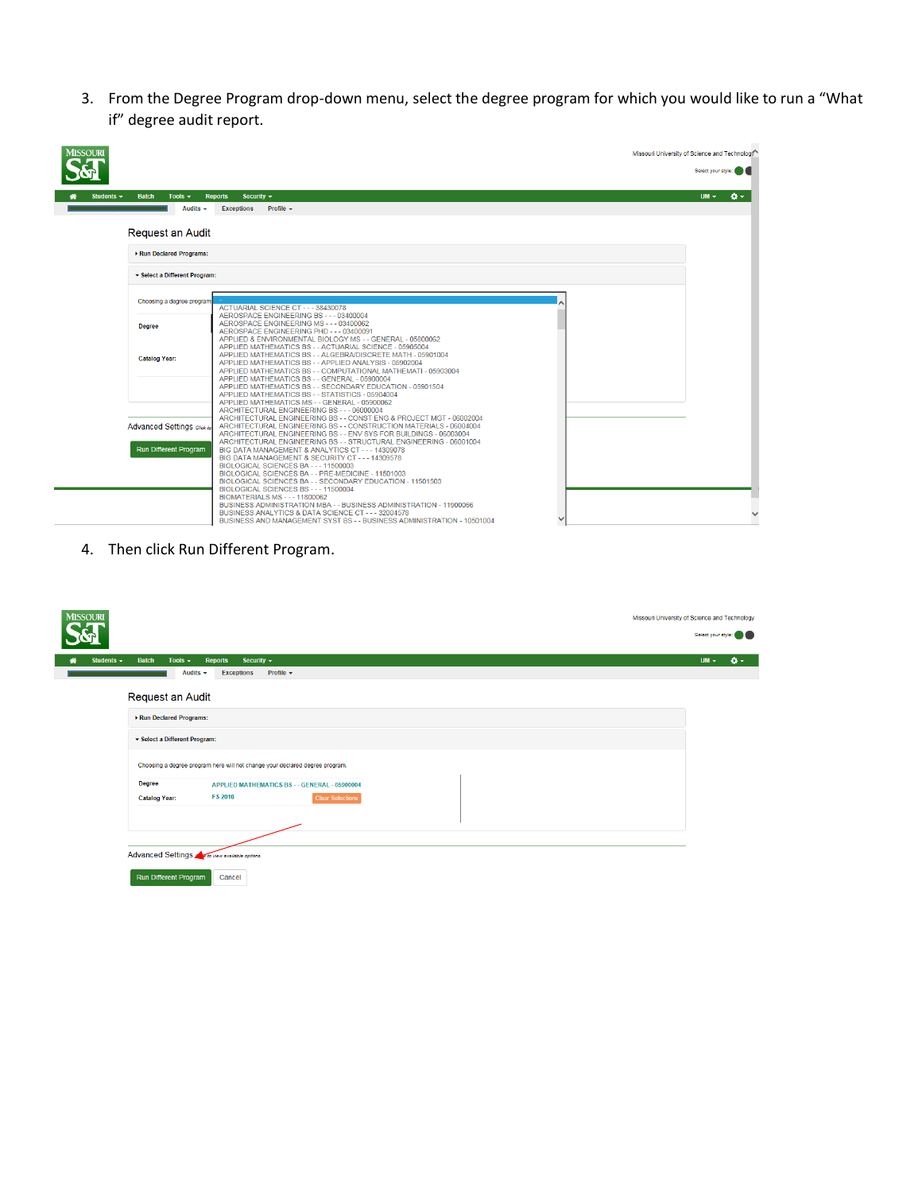3. From the Degree Program drop-down menu, select the degree program for which you would like to run a "What if" degree audit report.

4. Then click Run Different Program.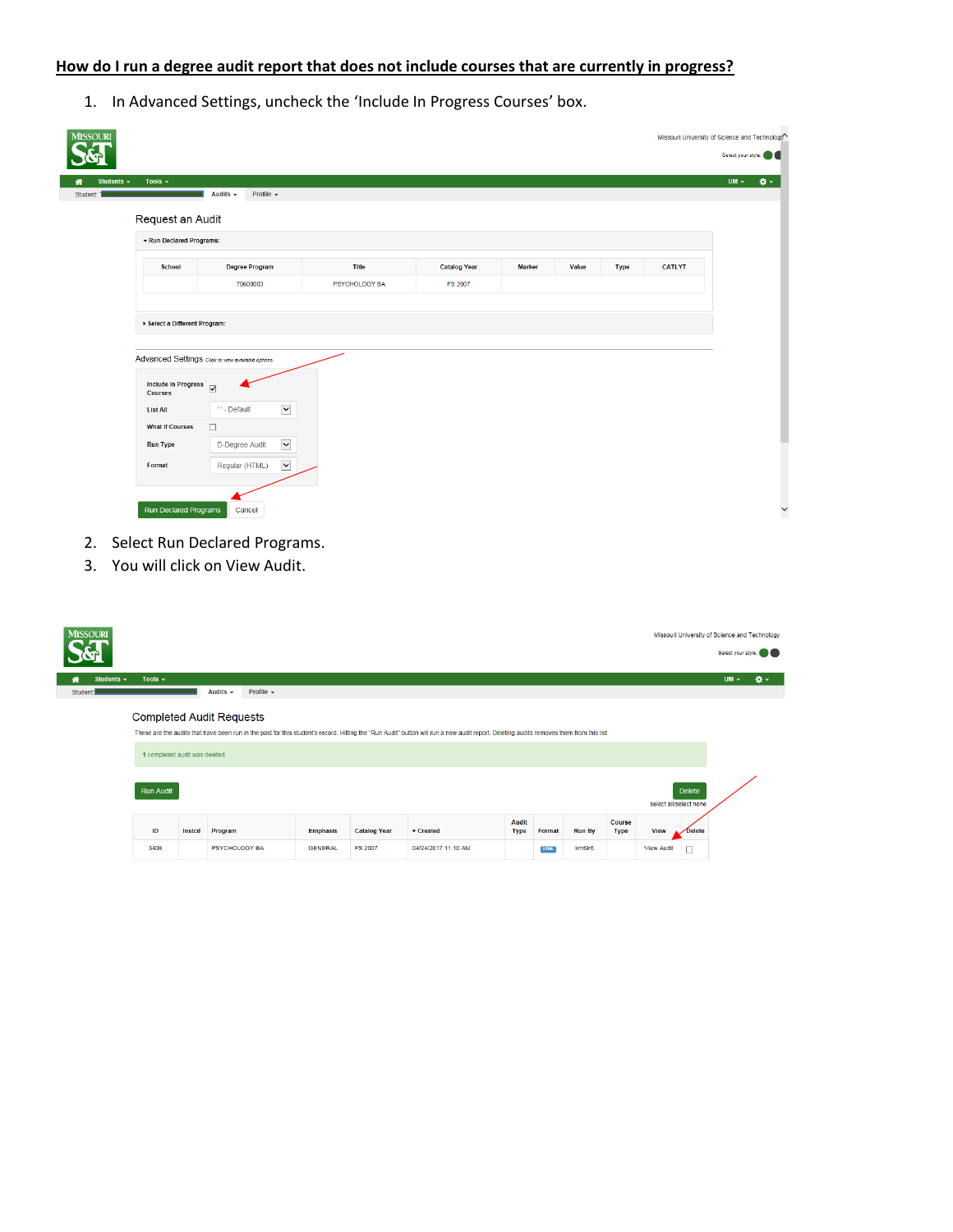**How do I run a degree audit report that does not include courses that are currently in progress?**

1. In Advanced Settings, uncheck the 'Include In Progress Courses' box.
2. Select Run Declared Programs.
3. You will click on View Audit.